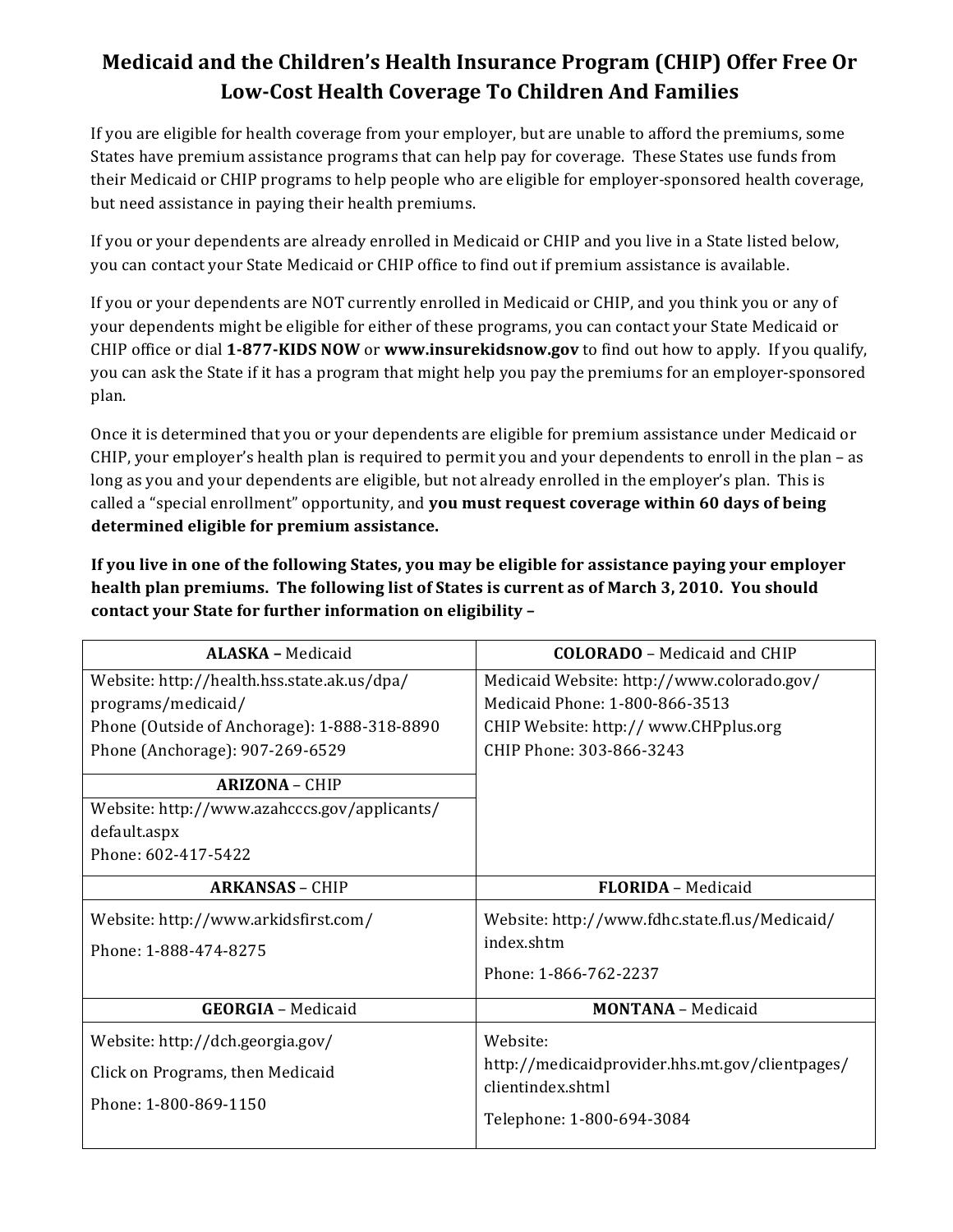# Medicaid and the Children's Health Insurance Program (CHIP) Offer Free Or Low-Cost Health Coverage To Children And Families

If you are eligible for health coverage from your employer, but are unable to afford the premiums, some States have premium assistance programs that can help pay for coverage. These States use funds from their Medicaid or CHIP programs to help people who are eligible for employer-sponsored health coverage, but need assistance in paying their health premiums.

If you or your dependents are already enrolled in Medicaid or CHIP and you live in a State listed below, you can contact your State Medicaid or CHIP office to find out if premium assistance is available.

If you or your dependents are NOT currently enrolled in Medicaid or CHIP, and you think you or any of your dependents might be eligible for either of these programs, you can contact your State Medicaid or CHIP office or dial **1-877-KIDS NOW** or **www.insurekidsnow.gov** to find out how to apply. If you qualify, you can ask the State if it has a program that might help you pay the premiums for an employer-sponsored plan.

Once it is determined that you or your dependents are eligible for premium assistance under Medicaid or CHIP, your employer's health plan is required to permit you and your dependents to enroll in the plan – as long as you and your dependents are eligible, but not already enrolled in the employer's plan. This is called a "special enrollment" opportunity, and **you must request coverage within 60 days of being determined eligible for premium assistance.**

**If you live in one of the following States, you may be eligible for assistance paying your employer health plan premiums. The following list of States is current as of March 3, 2010. You should contact your State for further information on eligibility –**

| **ALASKA** – Medicaid | **COLORADO** – Medicaid and CHIP |
|---|---|
| Website: http://health.hss.state.ak.us/dpa/programs/medicaid/<br>Phone (Outside of Anchorage): 1-888-318-8890<br>Phone (Anchorage): 907-269-6529<br><br>**ARIZONA** – CHIP<br>Website: http://www.azahcccs.gov/applicants/default.aspx<br>Phone: 602-417-5422 | Medicaid Website: http://www.colorado.gov/<br>Medicaid Phone: 1-800-866-3513<br>CHIP Website: http:// www.CHPplus.org<br>CHIP Phone: 303-866-3243 |
| **ARKANSAS** – CHIP | **FLORIDA** – Medicaid |
| Website: http://www.arkidsfirst.com/<br>Phone: 1-888-474-8275 | Website: http://www.fdhc.state.fl.us/Medicaid/index.shtm<br>Phone: 1-866-762-2237 |
| **GEORGIA** – Medicaid | **MONTANA** – Medicaid |
| Website: http://dch.georgia.gov/<br>Click on Programs, then Medicaid<br>Phone: 1-800-869-1150 | Website: http://medicaidprovider.hhs.mt.gov/clientpages/clientindex.shtml<br>Telephone: 1-800-694-3084 |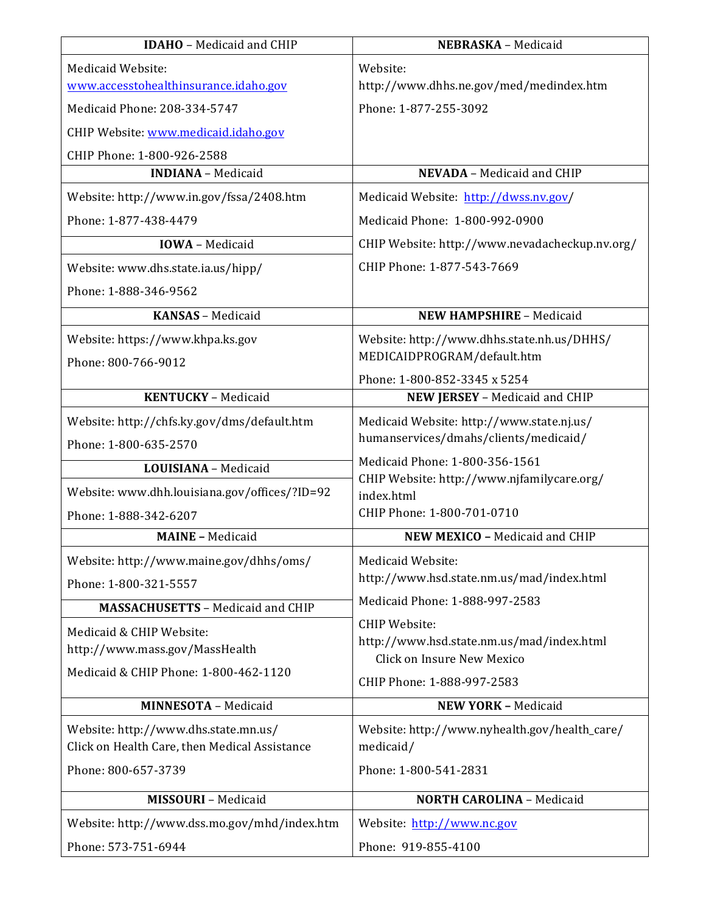| IDAHO – Medicaid and CHIP | NEBRASKA – Medicaid |
|---|---|
| Medicaid Website: www.accesstohealthinsurance.idaho.gov<br>Medicaid Phone: 208-334-5747<br>CHIP Website: www.medicaid.idaho.gov<br>CHIP Phone: 1-800-926-2588 | Website: http://www.dhhs.ne.gov/med/medindex.htm<br>Phone: 1-877-255-3092 |
| **INDIANA** – Medicaid | **NEVADA** – Medicaid and CHIP |
| Website: http://www.in.gov/fssa/2408.htm<br>Phone: 1-877-438-4479<br>**IOWA** – Medicaid<br>Website: www.dhs.state.ia.us/hipp/<br>Phone: 1-888-346-9562 | Medicaid Website: http://dwss.nv.gov/<br>Medicaid Phone: 1-800-992-0900<br>CHIP Website: http://www.nevadacheckup.nv.org/<br>CHIP Phone: 1-877-543-7669 |
| **KANSAS** – Medicaid | **NEW HAMPSHIRE** – Medicaid |
| Website: https://www.khpa.ks.gov<br>Phone: 800-766-9012 | Website: http://www.dhhs.state.nh.us/DHHS/MEDICAIDPROGRAM/default.htm<br>Phone: 1-800-852-3345 x 5254 |
| **KENTUCKY** – Medicaid | **NEW JERSEY** – Medicaid and CHIP |
| Website: http://chfs.ky.gov/dms/default.htm<br>Phone: 1-800-635-2570<br>**LOUISIANA** – Medicaid<br>Website: www.dhh.louisiana.gov/offices/?ID=92<br>Phone: 1-888-342-6207 | Medicaid Website: http://www.state.nj.us/humanservices/dmahs/clients/medicaid/<br>Medicaid Phone: 1-800-356-1561<br>CHIP Website: http://www.njfamilycare.org/index.html<br>CHIP Phone: 1-800-701-0710 |
| **MAINE** – Medicaid | **NEW MEXICO** – Medicaid and CHIP |
| Website: http://www.maine.gov/dhhs/oms/<br>Phone: 1-800-321-5557<br>**MASSACHUSETTS** – Medicaid and CHIP<br>Medicaid & CHIP Website: http://www.mass.gov/MassHealth<br>Medicaid & CHIP Phone: 1-800-462-1120 | Medicaid Website: http://www.hsd.state.nm.us/mad/index.html<br>Medicaid Phone: 1-888-997-2583<br>CHIP Website: http://www.hsd.state.nm.us/mad/index.html<br>Click on Insure New Mexico<br>CHIP Phone: 1-888-997-2583 |
| **MINNESOTA** – Medicaid | **NEW YORK** – Medicaid |
| Website: http://www.dhs.state.mn.us/<br>Click on Health Care, then Medical Assistance<br>Phone: 800-657-3739 | Website: http://www.nyhealth.gov/health_care/medicaid/<br>Phone: 1-800-541-2831 |
| **MISSOURI** – Medicaid | **NORTH CAROLINA** – Medicaid |
| Website: http://www.dss.mo.gov/mhd/index.htm<br>Phone: 573-751-6944 | Website: http://www.nc.gov<br>Phone: 919-855-4100 |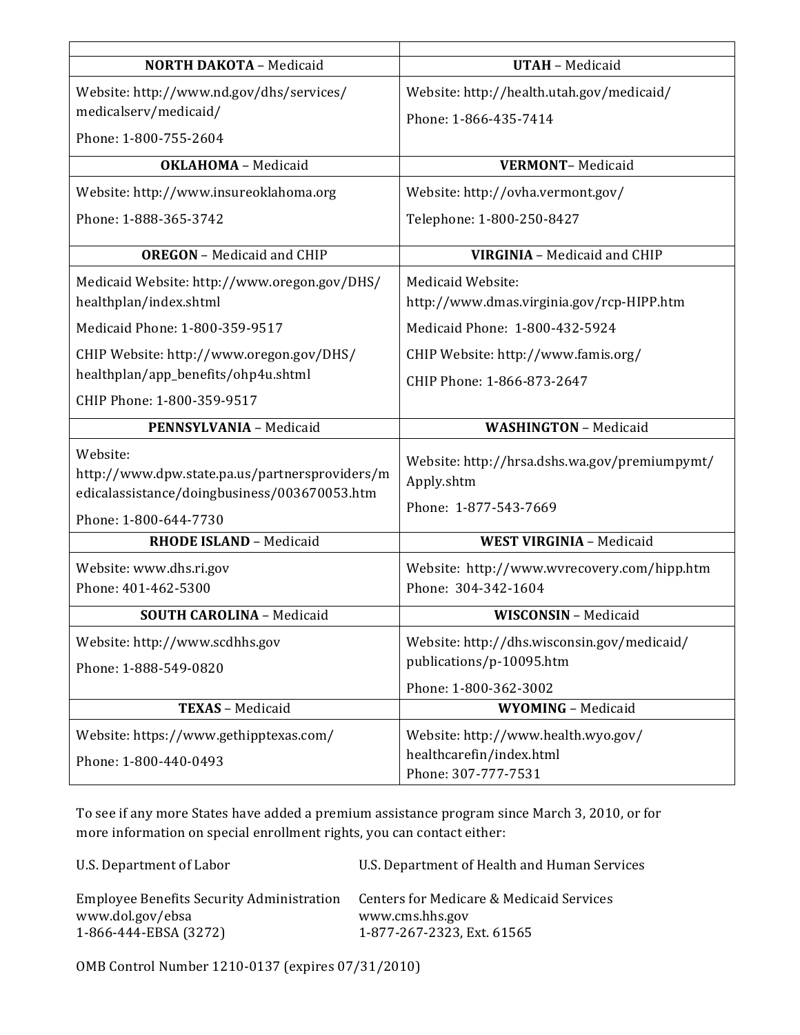| | |
|---|---|
| **NORTH DAKOTA** – Medicaid | **UTAH** – Medicaid |
| Website: http://www.nd.gov/dhs/services/medicalserv/medicaid/<br>Phone: 1-800-755-2604 | Website: http://health.utah.gov/medicaid/<br>Phone: 1-866-435-7414 |
| **OKLAHOMA** – Medicaid | **VERMONT**– Medicaid |
| Website: http://www.insureoklahoma.org<br>Phone: 1-888-365-3742 | Website: http://ovha.vermont.gov/<br>Telephone: 1-800-250-8427 |
| **OREGON** – Medicaid and CHIP | **VIRGINIA** – Medicaid and CHIP |
| Medicaid Website: http://www.oregon.gov/DHS/healthplan/index.shtml<br>Medicaid Phone: 1-800-359-9517<br>CHIP Website: http://www.oregon.gov/DHS/healthplan/app_benefits/ohp4u.shtml<br>CHIP Phone: 1-800-359-9517 | Medicaid Website: http://www.dmas.virginia.gov/rcp-HIPP.htm<br>Medicaid Phone: 1-800-432-5924<br>CHIP Website: http://www.famis.org/<br>CHIP Phone: 1-866-873-2647 |
| **PENNSYLVANIA** – Medicaid | **WASHINGTON** – Medicaid |
| Website: http://www.dpw.state.pa.us/partnersproviders/medicalassistance/doingbusiness/003670053.htm<br>Phone: 1-800-644-7730 | Website: http://hrsa.dshs.wa.gov/premiumpymt/Apply.shtm<br>Phone: 1-877-543-7669 |
| **RHODE ISLAND** – Medicaid | **WEST VIRGINIA** – Medicaid |
| Website: www.dhs.ri.gov<br>Phone: 401-462-5300 | Website: http://www.wvrecovery.com/hipp.htm<br>Phone: 304-342-1604 |
| **SOUTH CAROLINA** – Medicaid | **WISCONSIN** – Medicaid |
| Website: http://www.scdhhs.gov<br>Phone: 1-888-549-0820 | Website: http://dhs.wisconsin.gov/medicaid/publications/p-10095.htm<br>Phone: 1-800-362-3002 |
| **TEXAS** – Medicaid | **WYOMING** – Medicaid |
| Website: https://www.gethipptexas.com/<br>Phone: 1-800-440-0493 | Website: http://www.health.wyo.gov/healthcarefin/index.html<br>Phone: 307-777-7531 |

To see if any more States have added a premium assistance program since March 3, 2010, or for more information on special enrollment rights, you can contact either:

U.S. Department of Labor  
Employee Benefits Security Administration  
www.dol.gov/ebsa  
1-866-444-EBSA (3272)

U.S. Department of Health and Human Services  
Centers for Medicare & Medicaid Services  
www.cms.hhs.gov  
1-877-267-2323, Ext. 61565

OMB Control Number 1210-0137 (expires 07/31/2010)